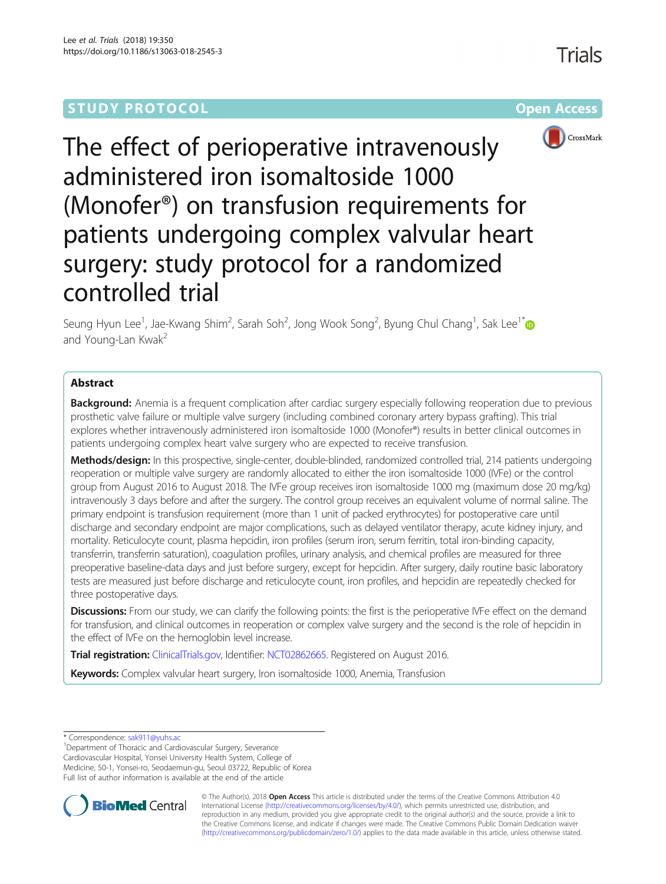STUDY PROTOCOL

Open Access

# The effect of perioperative intravenously administered iron isomaltoside 1000 (Monofer®) on transfusion requirements for patients undergoing complex valvular heart surgery: study protocol for a randomized controlled trial

Seung Hyun Lee[1], Jae-Kwang Shim[2], Sarah Soh[2], Jong Wook Song[2], Byung Chul Chang[1], Sak Lee[1*] and Young-Lan Kwak[2]

## Abstract

**Background:** Anemia is a frequent complication after cardiac surgery especially following reoperation due to previous prosthetic valve failure or multiple valve surgery (including combined coronary artery bypass grafting). This trial explores whether intravenously administered iron isomaltoside 1000 (Monofer®) results in better clinical outcomes in patients undergoing complex heart valve surgery who are expected to receive transfusion.

**Methods/design:** In this prospective, single-center, double-blinded, randomized controlled trial, 214 patients undergoing reoperation or multiple valve surgery are randomly allocated to either the iron isomaltoside 1000 (IVFe) or the control group from August 2016 to August 2018. The IVFe group receives iron isomaltoside 1000 mg (maximum dose 20 mg/kg) intravenously 3 days before and after the surgery. The control group receives an equivalent volume of normal saline. The primary endpoint is transfusion requirement (more than 1 unit of packed erythrocytes) for postoperative care until discharge and secondary endpoint are major complications, such as delayed ventilator therapy, acute kidney injury, and mortality. Reticulocyte count, plasma hepcidin, iron profiles (serum iron, serum ferritin, total iron-binding capacity, transferrin, transferrin saturation), coagulation profiles, urinary analysis, and chemical profiles are measured for three preoperative baseline-data days and just before surgery, except for hepcidin. After surgery, daily routine basic laboratory tests are measured just before discharge and reticulocyte count, iron profiles, and hepcidin are repeatedly checked for three postoperative days.

**Discussions:** From our study, we can clarify the following points: the first is the perioperative IVFe effect on the demand for transfusion, and clinical outcomes in reoperation or complex valve surgery and the second is the role of hepcidin in the effect of IVFe on the hemoglobin level increase.

**Trial registration:** ClinicalTrials.gov, Identifier: NCT02862665. Registered on August 2016.

**Keywords:** Complex valvular heart surgery, Iron isomaltoside 1000, Anemia, Transfusion

---

\* Correspondence: sak911@yuhs.ac

[1]Department of Thoracic and Cardiovascular Surgery, Severance Cardiovascular Hospital, Yonsei University Health System, College of Medicine, 50-1, Yonsei-ro, Seodaemun-gu, Seoul 03722, Republic of Korea

Full list of author information is available at the end of the article

© The Author(s). 2018 **Open Access** This article is distributed under the terms of the Creative Commons Attribution 4.0 International License (http://creativecommons.org/licenses/by/4.0/), which permits unrestricted use, distribution, and reproduction in any medium, provided you give appropriate credit to the original author(s) and the source, provide a link to the Creative Commons license, and indicate if changes were made. The Creative Commons Public Domain Dedication waiver (http://creativecommons.org/publicdomain/zero/1.0/) applies to the data made available in this article, unless otherwise stated.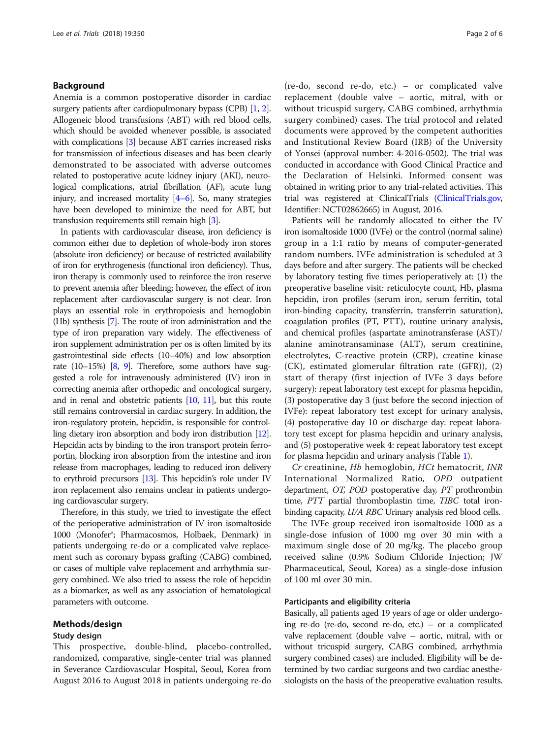## Background

Anemia is a common postoperative disorder in cardiac surgery patients after cardiopulmonary bypass (CPB) [1, 2]. Allogeneic blood transfusions (ABT) with red blood cells, which should be avoided whenever possible, is associated with complications [3] because ABT carries increased risks for transmission of infectious diseases and has been clearly demonstrated to be associated with adverse outcomes related to postoperative acute kidney injury (AKI), neurological complications, atrial fibrillation (AF), acute lung injury, and increased mortality [4–6]. So, many strategies have been developed to minimize the need for ABT, but transfusion requirements still remain high [3].

In patients with cardiovascular disease, iron deficiency is common either due to depletion of whole-body iron stores (absolute iron deficiency) or because of restricted availability of iron for erythrogenesis (functional iron deficiency). Thus, iron therapy is commonly used to reinforce the iron reserve to prevent anemia after bleeding; however, the effect of iron replacement after cardiovascular surgery is not clear. Iron plays an essential role in erythropoiesis and hemoglobin (Hb) synthesis [7]. The route of iron administration and the type of iron preparation vary widely. The effectiveness of iron supplement administration per os is often limited by its gastrointestinal side effects (10–40%) and low absorption rate (10–15%) [8, 9]. Therefore, some authors have suggested a role for intravenously administered (IV) iron in correcting anemia after orthopedic and oncological surgery, and in renal and obstetric patients [10, 11], but this route still remains controversial in cardiac surgery. In addition, the iron-regulatory protein, hepcidin, is responsible for controlling dietary iron absorption and body iron distribution [12]. Hepcidin acts by binding to the iron transport protein ferroportin, blocking iron absorption from the intestine and iron release from macrophages, leading to reduced iron delivery to erythroid precursors [13]. This hepcidin's role under IV iron replacement also remains unclear in patients undergoing cardiovascular surgery.

Therefore, in this study, we tried to investigate the effect of the perioperative administration of IV iron isomaltoside 1000 (Monofer®; Pharmacosmos, Holbaek, Denmark) in patients undergoing re-do or a complicated valve replacement such as coronary bypass grafting (CABG) combined, or cases of multiple valve replacement and arrhythmia surgery combined. We also tried to assess the role of hepcidin as a biomarker, as well as any association of hematological parameters with outcome.

## Methods/design

### Study design

This prospective, double-blind, placebo-controlled, randomized, comparative, single-center trial was planned in Severance Cardiovascular Hospital, Seoul, Korea from August 2016 to August 2018 in patients undergoing re-do (re-do, second re-do, etc.) – or complicated valve replacement (double valve – aortic, mitral, with or without tricuspid surgery, CABG combined, arrhythmia surgery combined) cases. The trial protocol and related documents were approved by the competent authorities and Institutional Review Board (IRB) of the University of Yonsei (approval number: 4-2016-0502). The trial was conducted in accordance with Good Clinical Practice and the Declaration of Helsinki. Informed consent was obtained in writing prior to any trial-related activities. This trial was registered at ClinicalTrials (ClinicalTrials.gov, Identifier: NCT02862665) in August, 2016.

Patients will be randomly allocated to either the IV iron isomaltoside 1000 (IVFe) or the control (normal saline) group in a 1:1 ratio by means of computer-generated random numbers. IVFe administration is scheduled at 3 days before and after surgery. The patients will be checked by laboratory testing five times perioperatively at: (1) the preoperative baseline visit: reticulocyte count, Hb, plasma hepcidin, iron profiles (serum iron, serum ferritin, total iron-binding capacity, transferrin, transferrin saturation), coagulation profiles (PT, PTT), routine urinary analysis, and chemical profiles (aspartate aminotransferase (AST)/alanine aminotransaminase (ALT), serum creatinine, electrolytes, C-reactive protein (CRP), creatine kinase (CK), estimated glomerular filtration rate (GFR)), (2) start of therapy (first injection of IVFe 3 days before surgery): repeat laboratory test except for plasma hepcidin, (3) postoperative day 3 (just before the second injection of IVFe): repeat laboratory test except for urinary analysis, (4) postoperative day 10 or discharge day: repeat laboratory test except for plasma hepcidin and urinary analysis, and (5) postoperative week 4: repeat laboratory test except for plasma hepcidin and urinary analysis (Table 1).

*Cr* creatinine, *Hb* hemoglobin, *HCt* hematocrit, *INR* International Normalized Ratio, *OPD* outpatient department, *OT, POD* postoperative day, *PT* prothrombin time, *PTT* partial thromboplastin time, *TIBC* total iron-binding capacity, *U/A RBC* Urinary analysis red blood cells.

The IVFe group received iron isomaltoside 1000 as a single-dose infusion of 1000 mg over 30 min with a maximum single dose of 20 mg/kg. The placebo group received saline (0.9% Sodium Chloride Injection; JW Pharmaceutical, Seoul, Korea) as a single-dose infusion of 100 ml over 30 min.

### Participants and eligibility criteria

Basically, all patients aged 19 years of age or older undergoing re-do (re-do, second re-do, etc.) – or a complicated valve replacement (double valve – aortic, mitral, with or without tricuspid surgery, CABG combined, arrhythmia surgery combined cases) are included. Eligibility will be determined by two cardiac surgeons and two cardiac anesthesiologists on the basis of the preoperative evaluation results.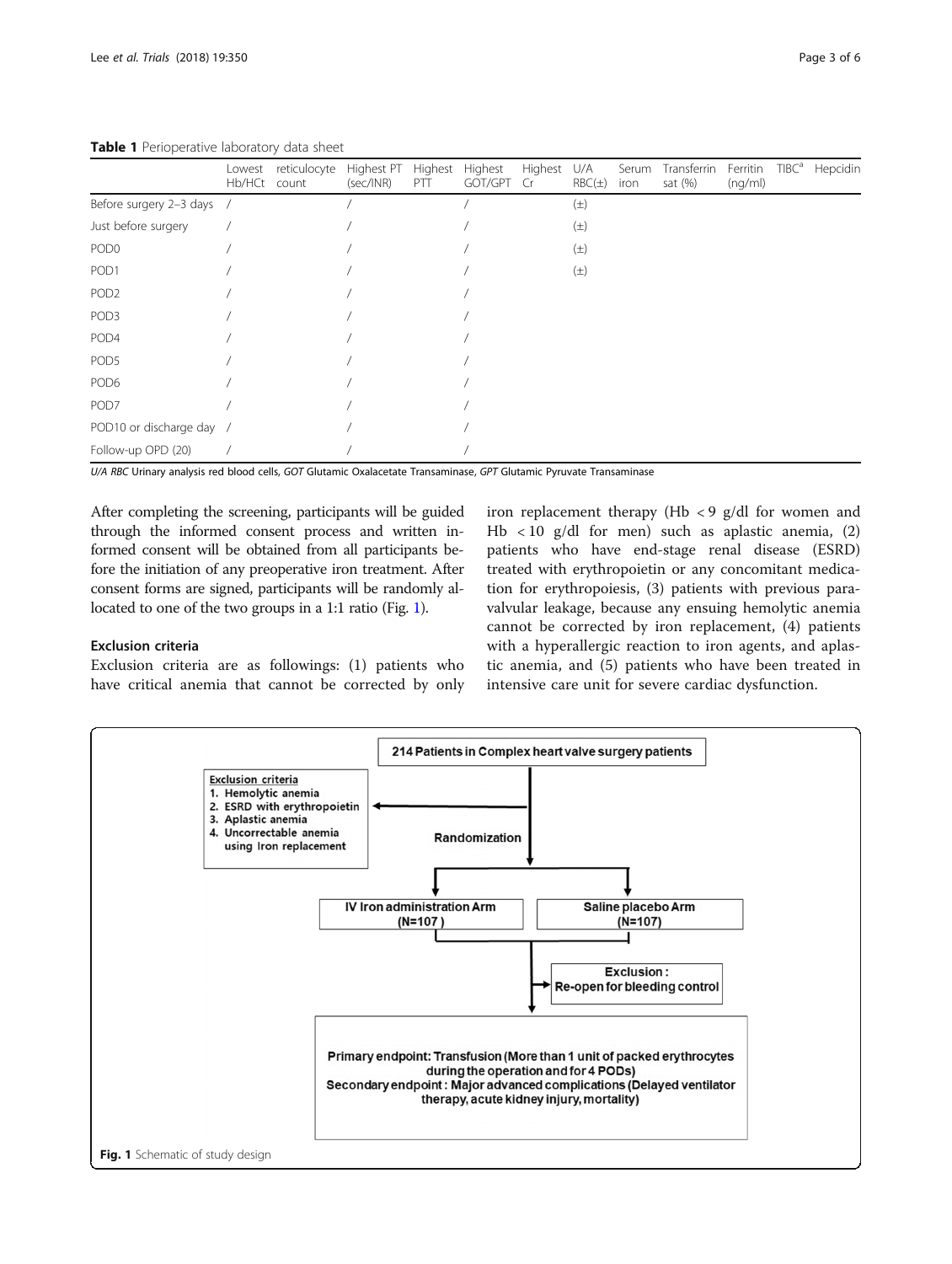**Table 1** Perioperative laboratory data sheet

| | Lowest Hb/HCt | reticulocyte count | Highest PT (sec/INR) | Highest PTT | Highest GOT/GPT | Highest Cr | U/A RBC(±) | Serum iron | Transferrin sat (%) | Ferritin (ng/ml) | TIBC[a] | Hepcidin |
|---|---|---|---|---|---|---|---|---|---|---|---|---|
| Before surgery 2–3 days | / | | / | | / | | (±) | | | | | |
| Just before surgery | / | | / | | / | | (±) | | | | | |
| POD0 | / | | / | | / | | (±) | | | | | |
| POD1 | / | | / | | / | | (±) | | | | | |
| POD2 | / | | / | | / | | | | | | | |
| POD3 | / | | / | | / | | | | | | | |
| POD4 | / | | / | | / | | | | | | | |
| POD5 | / | | / | | / | | | | | | | |
| POD6 | / | | / | | / | | | | | | | |
| POD7 | / | | / | | / | | | | | | | |
| POD10 or discharge day | / | | / | | / | | | | | | | |
| Follow-up OPD (20) | / | | / | | / | | | | | | | |

*U/A RBC* Urinary analysis red blood cells, *GOT* Glutamic Oxalacetate Transaminase, *GPT* Glutamic Pyruvate Transaminase

After completing the screening, participants will be guided through the informed consent process and written informed consent will be obtained from all participants before the initiation of any preoperative iron treatment. After consent forms are signed, participants will be randomly allocated to one of the two groups in a 1:1 ratio (Fig. 1).

### Exclusion criteria

Exclusion criteria are as followings: (1) patients who have critical anemia that cannot be corrected by only iron replacement therapy (Hb < 9 g/dl for women and Hb < 10 g/dl for men) such as aplastic anemia, (2) patients who have end-stage renal disease (ESRD) treated with erythropoietin or any concomitant medication for erythropoiesis, (3) patients with previous paravalvular leakage, because any ensuing hemolytic anemia cannot be corrected by iron replacement, (4) patients with a hyperallergic reaction to iron agents, and aplastic anemia, and (5) patients who have been treated in intensive care unit for severe cardiac dysfunction.

214 Patients in Complex heart valve surgery patients

Exclusion criteria
1. Hemolytic anemia
2. ESRD with erythropoietin
3. Aplastic anemia
4. Uncorrectable anemia using Iron replacement

Randomization

IV Iron administration Arm (N=107)

Saline placebo Arm (N=107)

Exclusion : Re-open for bleeding control

Primary endpoint: Transfusion (More than 1 unit of packed erythrocytes during the operation and for 4 PODs)
Secondary endpoint : Major advanced complications (Delayed ventilator therapy, acute kidney injury, mortality)

**Fig. 1** Schematic of study design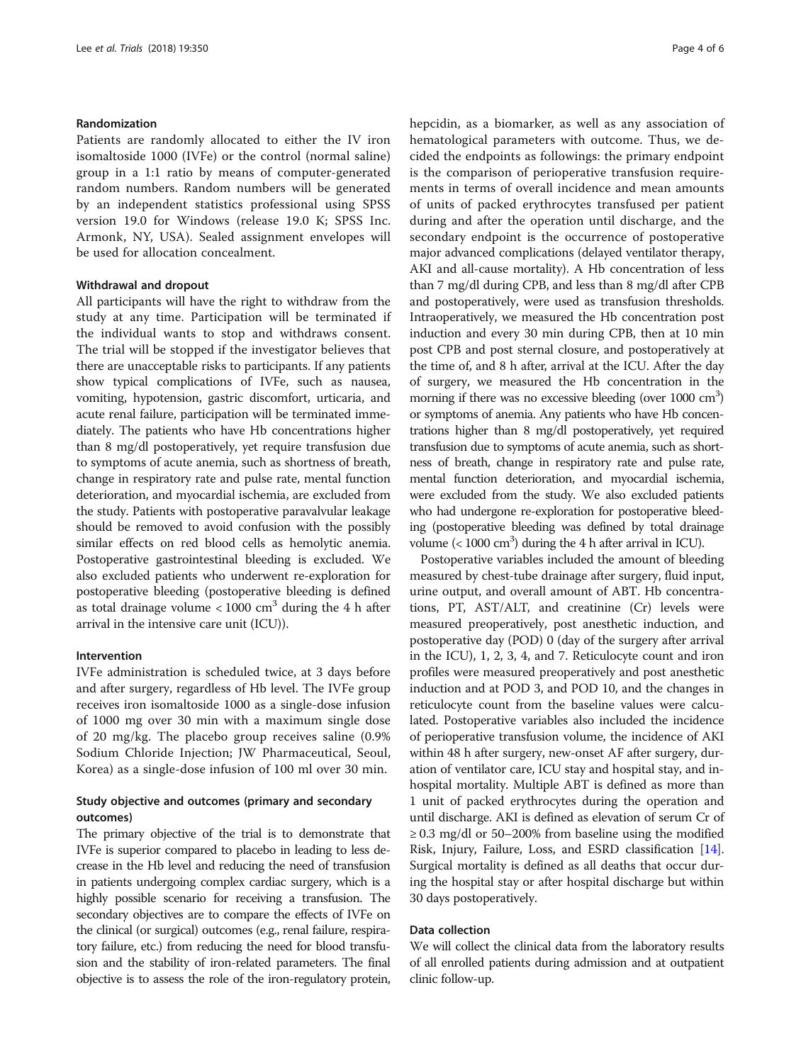### Randomization

Patients are randomly allocated to either the IV iron isomaltoside 1000 (IVFe) or the control (normal saline) group in a 1:1 ratio by means of computer-generated random numbers. Random numbers will be generated by an independent statistics professional using SPSS version 19.0 for Windows (release 19.0 K; SPSS Inc. Armonk, NY, USA). Sealed assignment envelopes will be used for allocation concealment.

### Withdrawal and dropout

All participants will have the right to withdraw from the study at any time. Participation will be terminated if the individual wants to stop and withdraws consent. The trial will be stopped if the investigator believes that there are unacceptable risks to participants. If any patients show typical complications of IVFe, such as nausea, vomiting, hypotension, gastric discomfort, urticaria, and acute renal failure, participation will be terminated immediately. The patients who have Hb concentrations higher than 8 mg/dl postoperatively, yet require transfusion due to symptoms of acute anemia, such as shortness of breath, change in respiratory rate and pulse rate, mental function deterioration, and myocardial ischemia, are excluded from the study. Patients with postoperative paravalvular leakage should be removed to avoid confusion with the possibly similar effects on red blood cells as hemolytic anemia. Postoperative gastrointestinal bleeding is excluded. We also excluded patients who underwent re-exploration for postoperative bleeding (postoperative bleeding is defined as total drainage volume < 1000 $cm^3$ during the 4 h after arrival in the intensive care unit (ICU)).

### Intervention

IVFe administration is scheduled twice, at 3 days before and after surgery, regardless of Hb level. The IVFe group receives iron isomaltoside 1000 as a single-dose infusion of 1000 mg over 30 min with a maximum single dose of 20 mg/kg. The placebo group receives saline (0.9% Sodium Chloride Injection; JW Pharmaceutical, Seoul, Korea) as a single-dose infusion of 100 ml over 30 min.

### Study objective and outcomes (primary and secondary outcomes)

The primary objective of the trial is to demonstrate that IVFe is superior compared to placebo in leading to less decrease in the Hb level and reducing the need of transfusion in patients undergoing complex cardiac surgery, which is a highly possible scenario for receiving a transfusion. The secondary objectives are to compare the effects of IVFe on the clinical (or surgical) outcomes (e.g., renal failure, respiratory failure, etc.) from reducing the need for blood transfusion and the stability of iron-related parameters. The final objective is to assess the role of the iron-regulatory protein, hepcidin, as a biomarker, as well as any association of hematological parameters with outcome. Thus, we decided the endpoints as followings: the primary endpoint is the comparison of perioperative transfusion requirements in terms of overall incidence and mean amounts of units of packed erythrocytes transfused per patient during and after the operation until discharge, and the secondary endpoint is the occurrence of postoperative major advanced complications (delayed ventilator therapy, AKI and all-cause mortality). A Hb concentration of less than 7 mg/dl during CPB, and less than 8 mg/dl after CPB and postoperatively, were used as transfusion thresholds. Intraoperatively, we measured the Hb concentration post induction and every 30 min during CPB, then at 10 min post CPB and post sternal closure, and postoperatively at the time of, and 8 h after, arrival at the ICU. After the day of surgery, we measured the Hb concentration in the morning if there was no excessive bleeding (over 1000 $cm^3$) or symptoms of anemia. Any patients who have Hb concentrations higher than 8 mg/dl postoperatively, yet required transfusion due to symptoms of acute anemia, such as shortness of breath, change in respiratory rate and pulse rate, mental function deterioration, and myocardial ischemia, were excluded from the study. We also excluded patients who had undergone re-exploration for postoperative bleeding (postoperative bleeding was defined by total drainage volume (< 1000 $cm^3$) during the 4 h after arrival in ICU).

Postoperative variables included the amount of bleeding measured by chest-tube drainage after surgery, fluid input, urine output, and overall amount of ABT. Hb concentrations, PT, AST/ALT, and creatinine (Cr) levels were measured preoperatively, post anesthetic induction, and postoperative day (POD) 0 (day of the surgery after arrival in the ICU), 1, 2, 3, 4, and 7. Reticulocyte count and iron profiles were measured preoperatively and post anesthetic induction and at POD 3, and POD 10, and the changes in reticulocyte count from the baseline values were calculated. Postoperative variables also included the incidence of perioperative transfusion volume, the incidence of AKI within 48 h after surgery, new-onset AF after surgery, duration of ventilator care, ICU stay and hospital stay, and in-hospital mortality. Multiple ABT is defined as more than 1 unit of packed erythrocytes during the operation and until discharge. AKI is defined as elevation of serum Cr of ≥ 0.3 mg/dl or 50–200% from baseline using the modified Risk, Injury, Failure, Loss, and ESRD classification [14]. Surgical mortality is defined as all deaths that occur during the hospital stay or after hospital discharge but within 30 days postoperatively.

### Data collection

We will collect the clinical data from the laboratory results of all enrolled patients during admission and at outpatient clinic follow-up.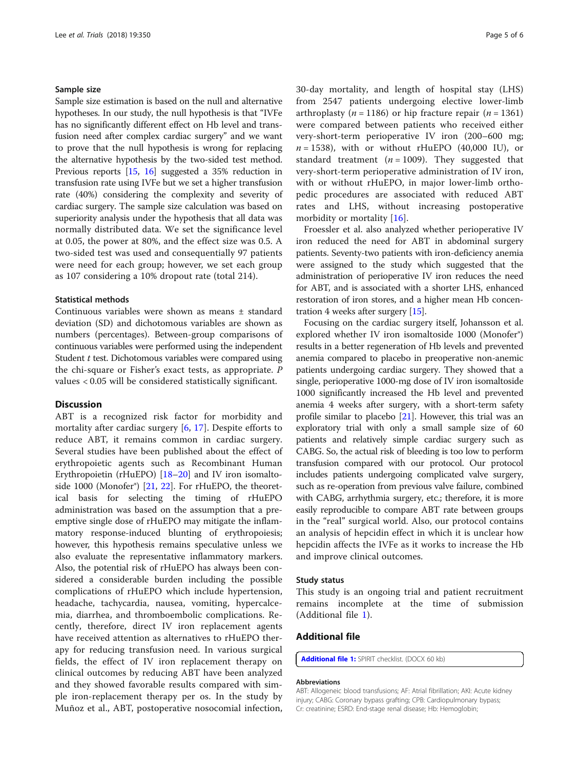### Sample size

Sample size estimation is based on the null and alternative hypotheses. In our study, the null hypothesis is that "IVFe has no significantly different effect on Hb level and transfusion need after complex cardiac surgery" and we want to prove that the null hypothesis is wrong for replacing the alternative hypothesis by the two-sided test method. Previous reports [15, 16] suggested a 35% reduction in transfusion rate using IVFe but we set a higher transfusion rate (40%) considering the complexity and severity of cardiac surgery. The sample size calculation was based on superiority analysis under the hypothesis that all data was normally distributed data. We set the significance level at 0.05, the power at 80%, and the effect size was 0.5. A two-sided test was used and consequentially 97 patients were need for each group; however, we set each group as 107 considering a 10% dropout rate (total 214).

### Statistical methods

Continuous variables were shown as means ± standard deviation (SD) and dichotomous variables are shown as numbers (percentages). Between-group comparisons of continuous variables were performed using the independent Student *t* test. Dichotomous variables were compared using the chi-square or Fisher's exact tests, as appropriate. *P* values < 0.05 will be considered statistically significant.

## Discussion

ABT is a recognized risk factor for morbidity and mortality after cardiac surgery [6, 17]. Despite efforts to reduce ABT, it remains common in cardiac surgery. Several studies have been published about the effect of erythropoietic agents such as Recombinant Human Erythropoietin (rHuEPO) [18–20] and IV iron isomaltoside 1000 (Monofer®) [21, 22]. For rHuEPO, the theoretical basis for selecting the timing of rHuEPO administration was based on the assumption that a preemptive single dose of rHuEPO may mitigate the inflammatory response-induced blunting of erythropoiesis; however, this hypothesis remains speculative unless we also evaluate the representative inflammatory markers. Also, the potential risk of rHuEPO has always been considered a considerable burden including the possible complications of rHuEPO which include hypertension, headache, tachycardia, nausea, vomiting, hypercalcemia, diarrhea, and thromboembolic complications. Recently, therefore, direct IV iron replacement agents have received attention as alternatives to rHuEPO therapy for reducing transfusion need. In various surgical fields, the effect of IV iron replacement therapy on clinical outcomes by reducing ABT have been analyzed and they showed favorable results compared with simple iron-replacement therapy per os. In the study by Muñoz et al., ABT, postoperative nosocomial infection, 30-day mortality, and length of hospital stay (LHS) from 2547 patients undergoing elective lower-limb arthroplasty ($n = 1186$) or hip fracture repair ($n = 1361$) were compared between patients who received either very-short-term perioperative IV iron (200–600 mg; $n = 1538$), with or without rHuEPO (40,000 IU), or standard treatment ($n = 1009$). They suggested that very-short-term perioperative administration of IV iron, with or without rHuEPO, in major lower-limb orthopedic procedures are associated with reduced ABT rates and LHS, without increasing postoperative morbidity or mortality [16].

Froessler et al. also analyzed whether perioperative IV iron reduced the need for ABT in abdominal surgery patients. Seventy-two patients with iron-deficiency anemia were assigned to the study which suggested that the administration of perioperative IV iron reduces the need for ABT, and is associated with a shorter LHS, enhanced restoration of iron stores, and a higher mean Hb concentration 4 weeks after surgery [15].

Focusing on the cardiac surgery itself, Johansson et al. explored whether IV iron isomaltoside 1000 (Monofer®) results in a better regeneration of Hb levels and prevented anemia compared to placebo in preoperative non-anemic patients undergoing cardiac surgery. They showed that a single, perioperative 1000-mg dose of IV iron isomaltoside 1000 significantly increased the Hb level and prevented anemia 4 weeks after surgery, with a short-term safety profile similar to placebo [21]. However, this trial was an exploratory trial with only a small sample size of 60 patients and relatively simple cardiac surgery such as CABG. So, the actual risk of bleeding is too low to perform transfusion compared with our protocol. Our protocol includes patients undergoing complicated valve surgery, such as re-operation from previous valve failure, combined with CABG, arrhythmia surgery, etc.; therefore, it is more easily reproducible to compare ABT rate between groups in the "real" surgical world. Also, our protocol contains an analysis of hepcidin effect in which it is unclear how hepcidin affects the IVFe as it works to increase the Hb and improve clinical outcomes.

### Study status

This study is an ongoing trial and patient recruitment remains incomplete at the time of submission (Additional file 1).

## Additional file

**Additional file 1:** SPIRIT checklist. (DOCX 60 kb)

#### Abbreviations

ABT: Allogeneic blood transfusions; AF: Atrial fibrillation; AKI: Acute kidney injury; CABG: Coronary bypass grafting; CPB: Cardiopulmonary bypass; Cr: creatinine; ESRD: End-stage renal disease; Hb: Hemoglobin;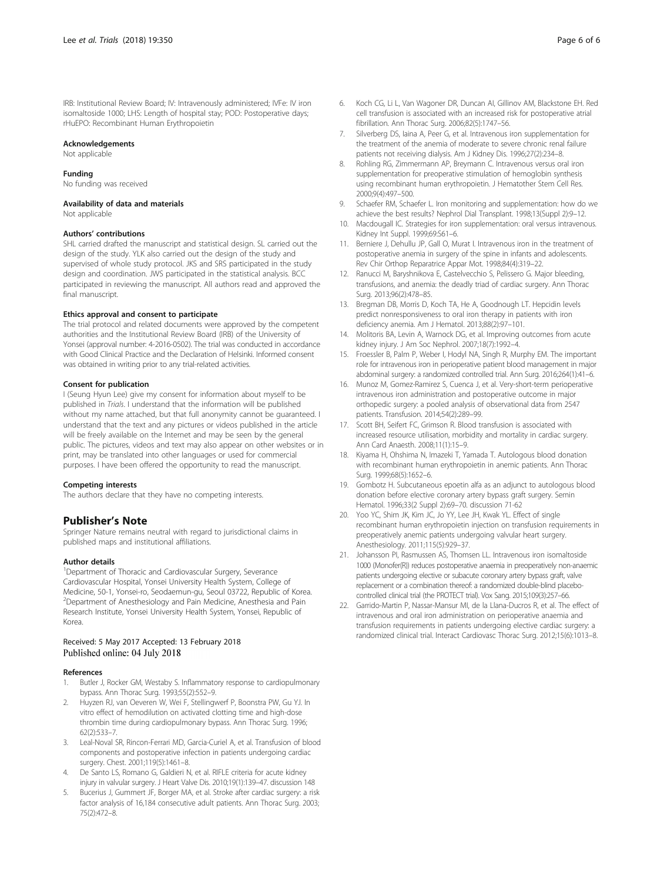IRB: Institutional Review Board; IV: Intravenously administered; IVFe: IV iron isomaltoside 1000; LHS: Length of hospital stay; POD: Postoperative days; rHuEPO: Recombinant Human Erythropoietin

#### Acknowledgements

Not applicable

#### Funding

No funding was received

#### Availability of data and materials

Not applicable

#### Authors' contributions

SHL carried drafted the manuscript and statistical design. SL carried out the design of the study. YLK also carried out the design of the study and supervised of whole study protocol. JKS and SRS participated in the study design and coordination. JWS participated in the statistical analysis. BCC participated in reviewing the manuscript. All authors read and approved the final manuscript.

#### Ethics approval and consent to participate

The trial protocol and related documents were approved by the competent authorities and the Institutional Review Board (IRB) of the University of Yonsei (approval number: 4-2016-0502). The trial was conducted in accordance with Good Clinical Practice and the Declaration of Helsinki. Informed consent was obtained in writing prior to any trial-related activities.

#### Consent for publication

I (Seung Hyun Lee) give my consent for information about myself to be published in *Trials*. I understand that the information will be published without my name attached, but that full anonymity cannot be guaranteed. I understand that the text and any pictures or videos published in the article will be freely available on the Internet and may be seen by the general public. The pictures, videos and text may also appear on other websites or in print, may be translated into other languages or used for commercial purposes. I have been offered the opportunity to read the manuscript.

#### Competing interests

The authors declare that they have no competing interests.

## Publisher's Note

Springer Nature remains neutral with regard to jurisdictional claims in published maps and institutional affiliations.

#### Author details

[1]Department of Thoracic and Cardiovascular Surgery, Severance Cardiovascular Hospital, Yonsei University Health System, College of Medicine, 50-1, Yonsei-ro, Seodaemun-gu, Seoul 03722, Republic of Korea. [2]Department of Anesthesiology and Pain Medicine, Anesthesia and Pain Research Institute, Yonsei University Health System, Yonsei, Republic of Korea.

Received: 5 May 2017 Accepted: 13 February 2018
Published online: 04 July 2018

#### References

1. Butler J, Rocker GM, Westaby S. Inflammatory response to cardiopulmonary bypass. Ann Thorac Surg. 1993;55(2):552–9.
2. Huyzen RJ, van Oeveren W, Wei F, Stellingwerf P, Boonstra PW, Gu YJ. In vitro effect of hemodilution on activated clotting time and high-dose thrombin time during cardiopulmonary bypass. Ann Thorac Surg. 1996; 62(2):533–7.
3. Leal-Noval SR, Rincon-Ferrari MD, Garcia-Curiel A, et al. Transfusion of blood components and postoperative infection in patients undergoing cardiac surgery. Chest. 2001;119(5):1461–8.
4. De Santo LS, Romano G, Galdieri N, et al. RIFLE criteria for acute kidney injury in valvular surgery. J Heart Valve Dis. 2010;19(1):139–47. discussion 148
5. Bucerius J, Gummert JF, Borger MA, et al. Stroke after cardiac surgery: a risk factor analysis of 16,184 consecutive adult patients. Ann Thorac Surg. 2003; 75(2):472–8.
6. Koch CG, Li L, Van Wagoner DR, Duncan AI, Gillinov AM, Blackstone EH. Red cell transfusion is associated with an increased risk for postoperative atrial fibrillation. Ann Thorac Surg. 2006;82(5):1747–56.
7. Silverberg DS, Iaina A, Peer G, et al. Intravenous iron supplementation for the treatment of the anemia of moderate to severe chronic renal failure patients not receiving dialysis. Am J Kidney Dis. 1996;27(2):234–8.
8. Rohling RG, Zimmermann AP, Breymann C. Intravenous versus oral iron supplementation for preoperative stimulation of hemoglobin synthesis using recombinant human erythropoietin. J Hematother Stem Cell Res. 2000;9(4):497–500.
9. Schaefer RM, Schaefer L. Iron monitoring and supplementation: how do we achieve the best results? Nephrol Dial Transplant. 1998;13(Suppl 2):9–12.
10. Macdougall IC. Strategies for iron supplementation: oral versus intravenous. Kidney Int Suppl. 1999;69:S61–6.
11. Berniere J, Dehullu JP, Gall O, Murat I. Intravenous iron in the treatment of postoperative anemia in surgery of the spine in infants and adolescents. Rev Chir Orthop Reparatrice Appar Mot. 1998;84(4):319–22.
12. Ranucci M, Baryshnikova E, Castelvecchio S, Pelissero G. Major bleeding, transfusions, and anemia: the deadly triad of cardiac surgery. Ann Thorac Surg. 2013;96(2):478–85.
13. Bregman DB, Morris D, Koch TA, He A, Goodnough LT. Hepcidin levels predict nonresponsiveness to oral iron therapy in patients with iron deficiency anemia. Am J Hematol. 2013;88(2):97–101.
14. Molitoris BA, Levin A, Warnock DG, et al. Improving outcomes from acute kidney injury. J Am Soc Nephrol. 2007;18(7):1992–4.
15. Froessler B, Palm P, Weber I, Hodyl NA, Singh R, Murphy EM. The important role for intravenous iron in perioperative patient blood management in major abdominal surgery: a randomized controlled trial. Ann Surg. 2016;264(1):41–6.
16. Munoz M, Gomez-Ramirez S, Cuenca J, et al. Very-short-term perioperative intravenous iron administration and postoperative outcome in major orthopedic surgery: a pooled analysis of observational data from 2547 patients. Transfusion. 2014;54(2):289–99.
17. Scott BH, Seifert FC, Grimson R. Blood transfusion is associated with increased resource utilisation, morbidity and mortality in cardiac surgery. Ann Card Anaesth. 2008;11(1):15–9.
18. Kiyama H, Ohshima N, Imazeki T, Yamada T. Autologous blood donation with recombinant human erythropoietin in anemic patients. Ann Thorac Surg. 1999;68(5):1652–6.
19. Gombotz H. Subcutaneous epoetin alfa as an adjunct to autologous blood donation before elective coronary artery bypass graft surgery. Semin Hematol. 1996;33(2 Suppl 2):69–70. discussion 71-62
20. Yoo YC, Shim JK, Kim JC, Jo YY, Lee JH, Kwak YL. Effect of single recombinant human erythropoietin injection on transfusion requirements in preoperatively anemic patients undergoing valvular heart surgery. Anesthesiology. 2011;115(5):929–37.
21. Johansson PI, Rasmussen AS, Thomsen LL. Intravenous iron isomaltoside 1000 (Monofer(R)) reduces postoperative anaemia in preoperatively non-anaemic patients undergoing elective or subacute coronary artery bypass graft, valve replacement or a combination thereof: a randomized double-blind placebo-controlled clinical trial (the PROTECT trial). Vox Sang. 2015;109(3):257–66.
22. Garrido-Martin P, Nassar-Mansur MI, de la Llana-Ducros R, et al. The effect of intravenous and oral iron administration on perioperative anaemia and transfusion requirements in patients undergoing elective cardiac surgery: a randomized clinical trial. Interact Cardiovasc Thorac Surg. 2012;15(6):1013–8.